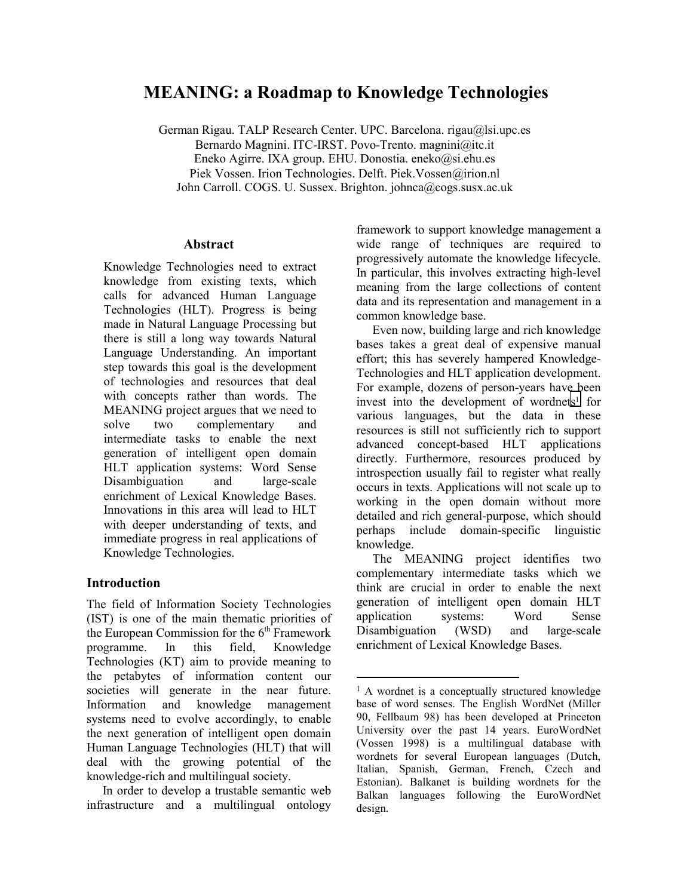# MEANING: a Roadmap to Knowledge Technologies

German Rigau. TALP Research Center. UPC. Barcelona. rigau@lsi.upc.es
Bernardo Magnini. ITC-IRST. Povo-Trento. magnini@itc.it
Eneko Agirre. IXA group. EHU. Donostia. eneko@si.ehu.es
Piek Vossen. Irion Technologies. Delft. Piek.Vossen@irion.nl
John Carroll. COGS. U. Sussex. Brighton. johnca@cogs.susx.ac.uk

## Abstract

Knowledge Technologies need to extract knowledge from existing texts, which calls for advanced Human Language Technologies (HLT). Progress is being made in Natural Language Processing but there is still a long way towards Natural Language Understanding. An important step towards this goal is the development of technologies and resources that deal with concepts rather than words. The MEANING project argues that we need to solve two complementary and intermediate tasks to enable the next generation of intelligent open domain HLT application systems: Word Sense Disambiguation and large-scale enrichment of Lexical Knowledge Bases. Innovations in this area will lead to HLT with deeper understanding of texts, and immediate progress in real applications of Knowledge Technologies.

## Introduction

The field of Information Society Technologies (IST) is one of the main thematic priorities of the European Commission for the 6th Framework programme. In this field, Knowledge Technologies (KT) aim to provide meaning to the petabytes of information content our societies will generate in the near future. Information and knowledge management systems need to evolve accordingly, to enable the next generation of intelligent open domain Human Language Technologies (HLT) that will deal with the growing potential of the knowledge-rich and multilingual society.

In order to develop a trustable semantic web infrastructure and a multilingual ontology framework to support knowledge management a wide range of techniques are required to progressively automate the knowledge lifecycle. In particular, this involves extracting high-level meaning from the large collections of content data and its representation and management in a common knowledge base.

Even now, building large and rich knowledge bases takes a great deal of expensive manual effort; this has severely hampered Knowledge-Technologies and HLT application development. For example, dozens of person-years have been invest into the development of wordnets[1] for various languages, but the data in these resources is still not sufficiently rich to support advanced concept-based HLT applications directly. Furthermore, resources produced by introspection usually fail to register what really occurs in texts. Applications will not scale up to working in the open domain without more detailed and rich general-purpose, which should perhaps include domain-specific linguistic knowledge.

The MEANING project identifies two complementary intermediate tasks which we think are crucial in order to enable the next generation of intelligent open domain HLT application systems: Word Sense Disambiguation (WSD) and large-scale enrichment of Lexical Knowledge Bases.

---

[1] A wordnet is a conceptually structured knowledge base of word senses. The English WordNet (Miller 90, Fellbaum 98) has been developed at Princeton University over the past 14 years. EuroWordNet (Vossen 1998) is a multilingual database with wordnets for several European languages (Dutch, Italian, Spanish, German, French, Czech and Estonian). Balkanet is building wordnets for the Balkan languages following the EuroWordNet design.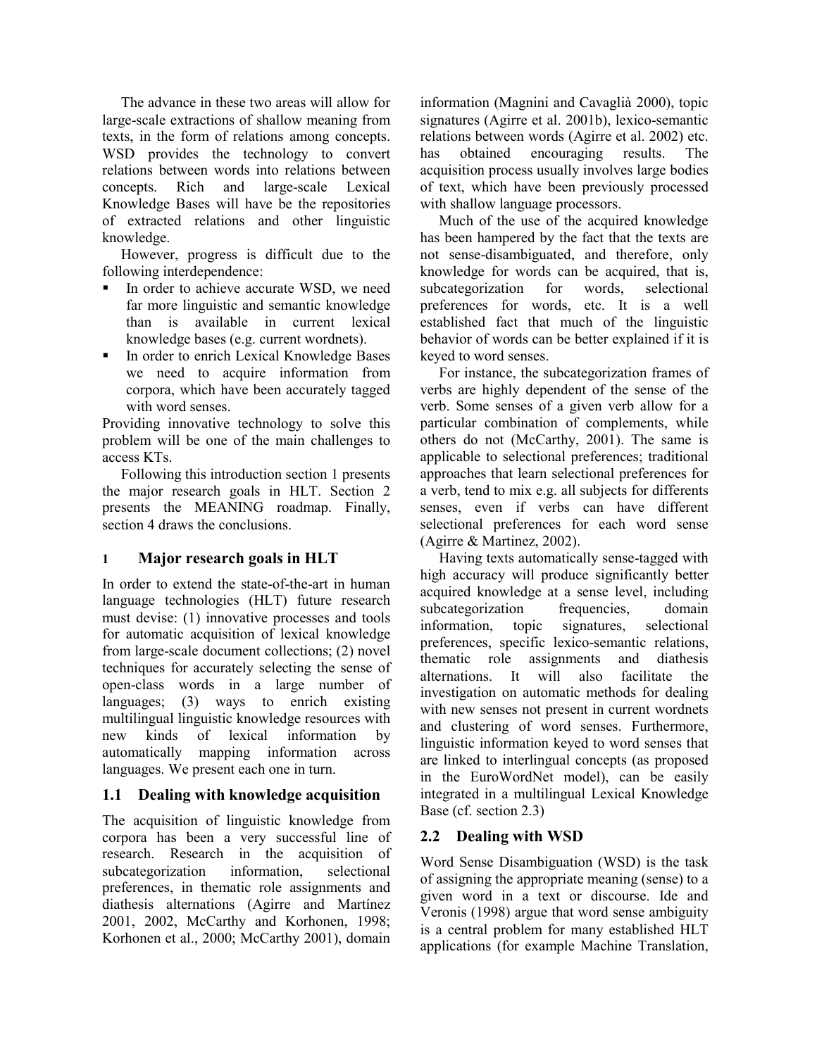The advance in these two areas will allow for large-scale extractions of shallow meaning from texts, in the form of relations among concepts. WSD provides the technology to convert relations between words into relations between concepts. Rich and large-scale Lexical Knowledge Bases will have be the repositories of extracted relations and other linguistic knowledge.

However, progress is difficult due to the following interdependence:

- In order to achieve accurate WSD, we need far more linguistic and semantic knowledge than is available in current lexical knowledge bases (e.g. current wordnets).
- In order to enrich Lexical Knowledge Bases we need to acquire information from corpora, which have been accurately tagged with word senses.

Providing innovative technology to solve this problem will be one of the main challenges to access KTs.

Following this introduction section 1 presents the major research goals in HLT. Section 2 presents the MEANING roadmap. Finally, section 4 draws the conclusions.

## 1 Major research goals in HLT

In order to extend the state-of-the-art in human language technologies (HLT) future research must devise: (1) innovative processes and tools for automatic acquisition of lexical knowledge from large-scale document collections; (2) novel techniques for accurately selecting the sense of open-class words in a large number of languages; (3) ways to enrich existing multilingual linguistic knowledge resources with new kinds of lexical information by automatically mapping information across languages. We present each one in turn.

### 1.1 Dealing with knowledge acquisition

The acquisition of linguistic knowledge from corpora has been a very successful line of research. Research in the acquisition of subcategorization information, selectional preferences, in thematic role assignments and diathesis alternations (Agirre and Martínez 2001, 2002, McCarthy and Korhonen, 1998; Korhonen et al., 2000; McCarthy 2001), domain information (Magnini and Cavaglià 2000), topic signatures (Agirre et al. 2001b), lexico-semantic relations between words (Agirre et al. 2002) etc. has obtained encouraging results. The acquisition process usually involves large bodies of text, which have been previously processed with shallow language processors.

Much of the use of the acquired knowledge has been hampered by the fact that the texts are not sense-disambiguated, and therefore, only knowledge for words can be acquired, that is, subcategorization for words, selectional preferences for words, etc. It is a well established fact that much of the linguistic behavior of words can be better explained if it is keyed to word senses.

For instance, the subcategorization frames of verbs are highly dependent of the sense of the verb. Some senses of a given verb allow for a particular combination of complements, while others do not (McCarthy, 2001). The same is applicable to selectional preferences; traditional approaches that learn selectional preferences for a verb, tend to mix e.g. all subjects for differents senses, even if verbs can have different selectional preferences for each word sense (Agirre & Martinez, 2002).

Having texts automatically sense-tagged with high accuracy will produce significantly better acquired knowledge at a sense level, including subcategorization frequencies, domain information, topic signatures, selectional preferences, specific lexico-semantic relations, thematic role assignments and diathesis alternations. It will also facilitate the investigation on automatic methods for dealing with new senses not present in current wordnets and clustering of word senses. Furthermore, linguistic information keyed to word senses that are linked to interlingual concepts (as proposed in the EuroWordNet model), can be easily integrated in a multilingual Lexical Knowledge Base (cf. section 2.3)

### 2.2 Dealing with WSD

Word Sense Disambiguation (WSD) is the task of assigning the appropriate meaning (sense) to a given word in a text or discourse. Ide and Veronis (1998) argue that word sense ambiguity is a central problem for many established HLT applications (for example Machine Translation,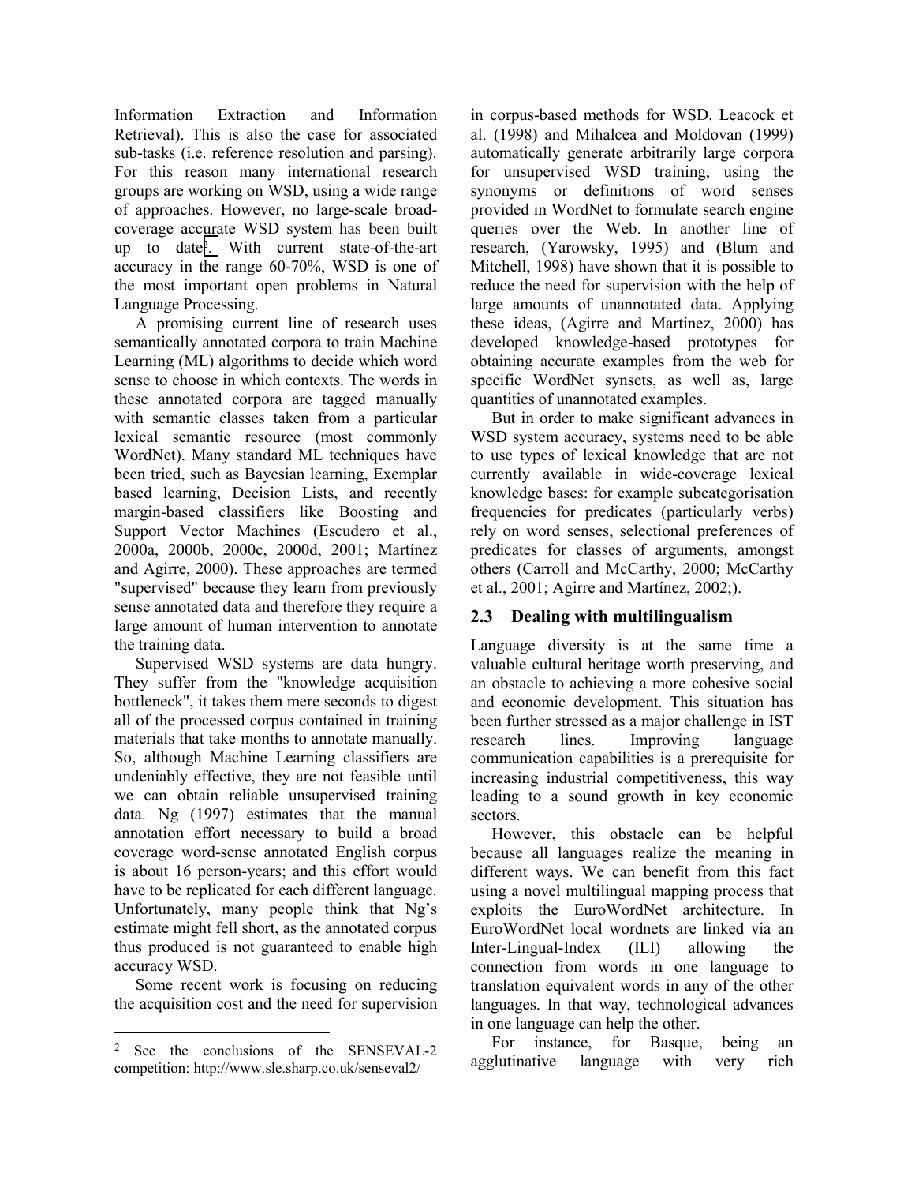Information Extraction and Information Retrieval). This is also the case for associated sub-tasks (i.e. reference resolution and parsing). For this reason many international research groups are working on WSD, using a wide range of approaches. However, no large-scale broad-coverage accurate WSD system has been built up to date[2]. With current state-of-the-art accuracy in the range 60-70%, WSD is one of the most important open problems in Natural Language Processing.

A promising current line of research uses semantically annotated corpora to train Machine Learning (ML) algorithms to decide which word sense to choose in which contexts. The words in these annotated corpora are tagged manually with semantic classes taken from a particular lexical semantic resource (most commonly WordNet). Many standard ML techniques have been tried, such as Bayesian learning, Exemplar based learning, Decision Lists, and recently margin-based classifiers like Boosting and Support Vector Machines (Escudero et al., 2000a, 2000b, 2000c, 2000d, 2001; Martínez and Agirre, 2000). These approaches are termed "supervised" because they learn from previously sense annotated data and therefore they require a large amount of human intervention to annotate the training data.

Supervised WSD systems are data hungry. They suffer from the "knowledge acquisition bottleneck", it takes them mere seconds to digest all of the processed corpus contained in training materials that take months to annotate manually. So, although Machine Learning classifiers are undeniably effective, they are not feasible until we can obtain reliable unsupervised training data. Ng (1997) estimates that the manual annotation effort necessary to build a broad coverage word-sense annotated English corpus is about 16 person-years; and this effort would have to be replicated for each different language. Unfortunately, many people think that Ng's estimate might fell short, as the annotated corpus thus produced is not guaranteed to enable high accuracy WSD.

Some recent work is focusing on reducing the acquisition cost and the need for supervision in corpus-based methods for WSD. Leacock et al. (1998) and Mihalcea and Moldovan (1999) automatically generate arbitrarily large corpora for unsupervised WSD training, using the synonyms or definitions of word senses provided in WordNet to formulate search engine queries over the Web. In another line of research, (Yarowsky, 1995) and (Blum and Mitchell, 1998) have shown that it is possible to reduce the need for supervision with the help of large amounts of unannotated data. Applying these ideas, (Agirre and Martínez, 2000) has developed knowledge-based prototypes for obtaining accurate examples from the web for specific WordNet synsets, as well as, large quantities of unannotated examples.

But in order to make significant advances in WSD system accuracy, systems need to be able to use types of lexical knowledge that are not currently available in wide-coverage lexical knowledge bases: for example subcategorisation frequencies for predicates (particularly verbs) rely on word senses, selectional preferences of predicates for classes of arguments, amongst others (Carroll and McCarthy, 2000; McCarthy et al., 2001; Agirre and Martínez, 2002;).

## 2.3 Dealing with multilingualism

Language diversity is at the same time a valuable cultural heritage worth preserving, and an obstacle to achieving a more cohesive social and economic development. This situation has been further stressed as a major challenge in IST research lines. Improving language communication capabilities is a prerequisite for increasing industrial competitiveness, this way leading to a sound growth in key economic sectors.

However, this obstacle can be helpful because all languages realize the meaning in different ways. We can benefit from this fact using a novel multilingual mapping process that exploits the EuroWordNet architecture. In EuroWordNet local wordnets are linked via an Inter-Lingual-Index (ILI) allowing the connection from words in one language to translation equivalent words in any of the other languages. In that way, technological advances in one language can help the other.

For instance, for Basque, being an agglutinative language with very rich

---

[2] See the conclusions of the SENSEVAL-2 competition: http://www.sle.sharp.co.uk/senseval2/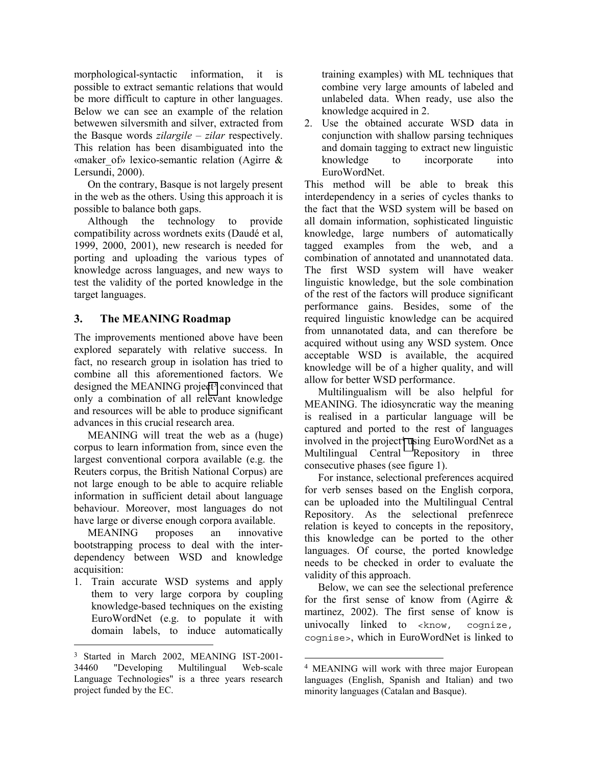morphological-syntactic information, it is possible to extract semantic relations that would be more difficult to capture in other languages. Below we can see an example of the relation betwewen silversmith and silver, extracted from the Basque words *zilargile* – *zilar* respectively. This relation has been disambiguated into the «maker_of» lexico-semantic relation (Agirre & Lersundi, 2000).

On the contrary, Basque is not largely present in the web as the others. Using this approach it is possible to balance both gaps.

Although the technology to provide compatibility across wordnets exits (Daudé et al, 1999, 2000, 2001), new research is needed for porting and uploading the various types of knowledge across languages, and new ways to test the validity of the ported knowledge in the target languages.

## 3. The MEANING Roadmap

The improvements mentioned above have been explored separately with relative success. In fact, no research group in isolation has tried to combine all this aforementioned factors. We designed the MEANING project[3] convinced that only a combination of all relevant knowledge and resources will be able to produce significant advances in this crucial research area.

MEANING will treat the web as a (huge) corpus to learn information from, since even the largest conventional corpora available (e.g. the Reuters corpus, the British National Corpus) are not large enough to be able to acquire reliable information in sufficient detail about language behaviour. Moreover, most languages do not have large or diverse enough corpora available.

MEANING proposes an innovative bootstrapping process to deal with the inter-dependency between WSD and knowledge acquisition:

1. Train accurate WSD systems and apply them to very large corpora by coupling knowledge-based techniques on the existing EuroWordNet (e.g. to populate it with domain labels, to induce automatically training examples) with ML techniques that combine very large amounts of labeled and unlabeled data. When ready, use also the knowledge acquired in 2.
2. Use the obtained accurate WSD data in conjunction with shallow parsing techniques and domain tagging to extract new linguistic knowledge to incorporate into EuroWordNet.

This method will be able to break this interdependency in a series of cycles thanks to the fact that the WSD system will be based on all domain information, sophisticated linguistic knowledge, large numbers of automatically tagged examples from the web, and a combination of annotated and unannotated data. The first WSD system will have weaker linguistic knowledge, but the sole combination of the rest of the factors will produce significant performance gains. Besides, some of the required linguistic knowledge can be acquired from unannotated data, and can therefore be acquired without using any WSD system. Once acceptable WSD is available, the acquired knowledge will be of a higher quality, and will allow for better WSD performance.

Multilingualism will be also helpful for MEANING. The idiosyncratic way the meaning is realised in a particular language will be captured and ported to the rest of languages involved in the project[4] using EuroWordNet as a Multilingual Central Repository in three consecutive phases (see figure 1).

For instance, selectional preferences acquired for verb senses based on the English corpora, can be uploaded into the Multilingual Central Repository. As the selectional prefenrece relation is keyed to concepts in the repository, this knowledge can be ported to the other languages. Of course, the ported knowledge needs to be checked in order to evaluate the validity of this approach.

Below, we can see the selectional preference for the first sense of know from (Agirre & martinez, 2002). The first sense of know is univocally linked to `<know, cognize, cognise>`, which in EuroWordNet is linked to

---

[3] Started in March 2002, MEANING IST-2001-34460 "Developing Multilingual Web-scale Language Technologies" is a three years research project funded by the EC.

[4] MEANING will work with three major European languages (English, Spanish and Italian) and two minority languages (Catalan and Basque).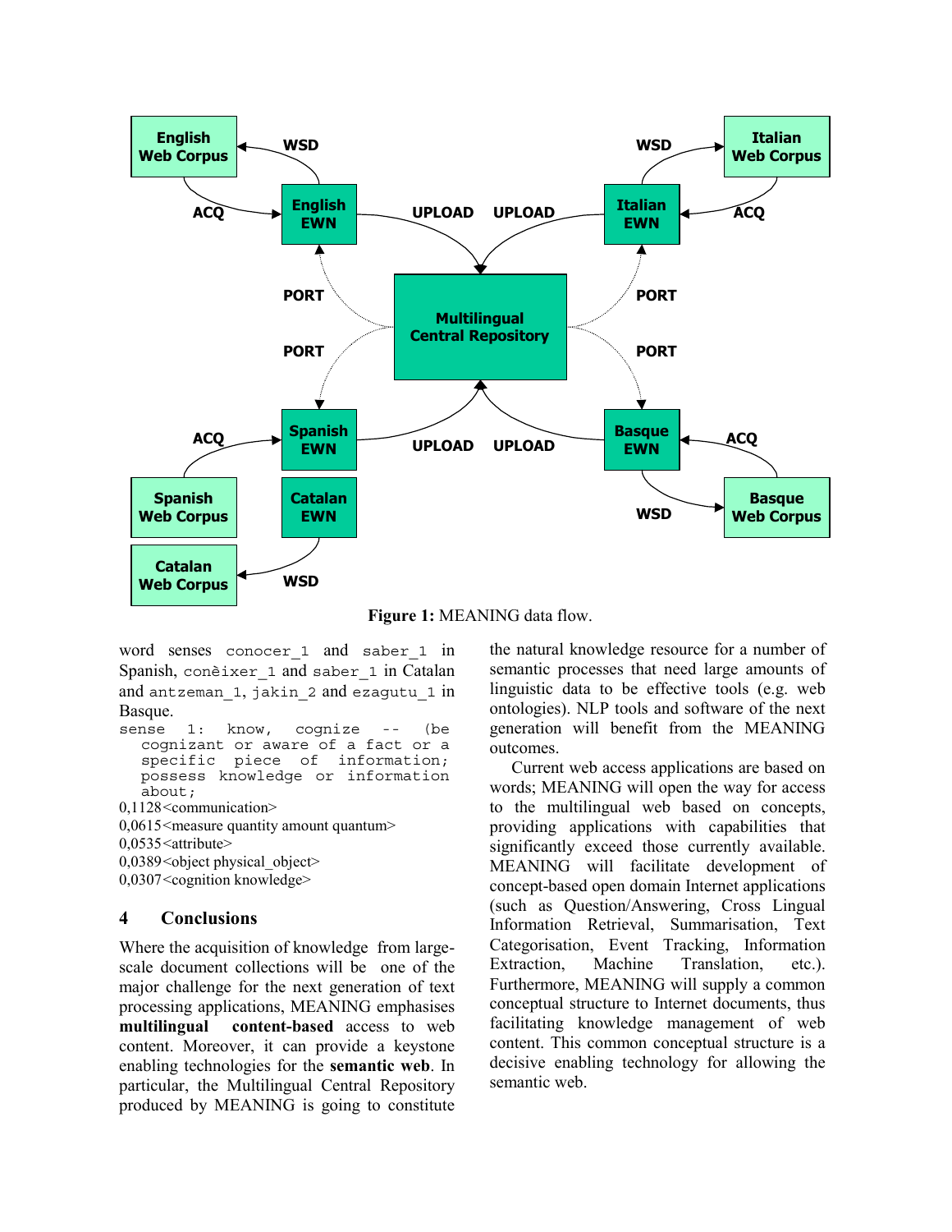Figure 1: MEANING data flow.

word senses `conocer_1` and `saber_1` in Spanish, `conèixer_1` and `saber_1` in Catalan and `antzeman_1`, `jakin_2` and `ezagutu_1` in Basque.

```
sense 1: know, cognize -- (be
   cognizant or aware of a fact or a
   specific piece of information;
   possess knowledge or information
   about;
```

0,1128<communication>
0,0615<measure quantity amount quantum>
0,0535<attribute>
0,0389<object physical_object>
0,0307<cognition knowledge>

## 4 Conclusions

Where the acquisition of knowledge from large-scale document collections will be one of the major challenge for the next generation of text processing applications, MEANING emphasises **multilingual content-based** access to web content. Moreover, it can provide a keystone enabling technologies for the **semantic web**. In particular, the Multilingual Central Repository produced by MEANING is going to constitute the natural knowledge resource for a number of semantic processes that need large amounts of linguistic data to be effective tools (e.g. web ontologies). NLP tools and software of the next generation will benefit from the MEANING outcomes.

Current web access applications are based on words; MEANING will open the way for access to the multilingual web based on concepts, providing applications with capabilities that significantly exceed those currently available. MEANING will facilitate development of concept-based open domain Internet applications (such as Question/Answering, Cross Lingual Information Retrieval, Summarisation, Text Categorisation, Event Tracking, Information Extraction, Machine Translation, etc.). Furthermore, MEANING will supply a common conceptual structure to Internet documents, thus facilitating knowledge management of web content. This common conceptual structure is a decisive enabling technology for allowing the semantic web.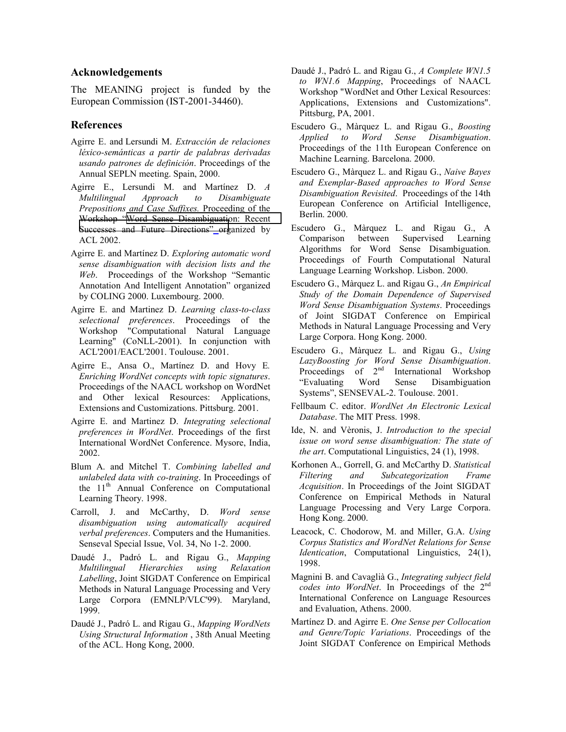## Acknowledgements

The MEANING project is funded by the European Commission (IST-2001-34460).

## References

Agirre E. and Lersundi M. *Extracción de relaciones léxico-semánticas a partir de palabras derivadas usando patrones de definición*. Proceedings of the Annual SEPLN meeting. Spain, 2000.

Agirre E., Lersundi M. and Martínez D. *A Multilingual Approach to Disambiguate Prepositions and Case Suffixes.* Proceeding of the Workshop "Word Sense Disambiguation: Recent Successes and Future Directions" organized by ACL 2002.

Agirre E. and Martínez D. *Exploring automatic word sense disambiguation with decision lists and the Web*. Proceedings of the Workshop "Semantic Annotation And Intelligent Annotation" organized by COLING 2000. Luxembourg. 2000.

Agirre E. and Martinez D. *Learning class-to-class selectional preferences*. Proceedings of the Workshop "Computational Natural Language Learning" (CoNLL-2001). In conjunction with ACL'2001/EACL'2001. Toulouse. 2001.

Agirre E., Ansa O., Martínez D. and Hovy E. *Enriching WordNet concepts with topic signatures*. Proceedings of the NAACL workshop on WordNet and Other lexical Resources: Applications, Extensions and Customizations. Pittsburg. 2001.

Agirre E. and Martinez D. *Integrating selectional preferences in WordNet*. Proceedings of the first International WordNet Conference. Mysore, India, 2002.

Blum A. and Mitchel T. *Combining labelled and unlabeled data with co-training*. In Proceedings of the 11th Annual Conference on Computational Learning Theory. 1998.

Carroll, J. and McCarthy, D. *Word sense disambiguation using automatically acquired verbal preferences*. Computers and the Humanities. Senseval Special Issue, Vol. 34, No 1-2. 2000.

Daudé J., Padró L. and Rigau G., *Mapping Multilingual Hierarchies using Relaxation Labelling*, Joint SIGDAT Conference on Empirical Methods in Natural Language Processing and Very Large Corpora (EMNLP/VLC'99). Maryland, 1999.

Daudé J., Padró L. and Rigau G., *Mapping WordNets Using Structural Information* , 38th Anual Meeting of the ACL. Hong Kong, 2000.

Daudé J., Padró L. and Rigau G., *A Complete WN1.5 to WN1.6 Mapping*, Proceedings of NAACL Workshop "WordNet and Other Lexical Resources: Applications, Extensions and Customizations". Pittsburg, PA, 2001.

Escudero G., Màrquez L. and Rigau G., *Boosting Applied to Word Sense Disambiguation*. Proceedings of the 11th European Conference on Machine Learning. Barcelona. 2000.

Escudero G., Màrquez L. and Rigau G., *Naive Bayes and Exemplar-Based approaches to Word Sense Disambiguation Revisited*. Proceedings of the 14th European Conference on Artificial Intelligence, Berlin. 2000.

Escudero G., Màrquez L. and Rigau G., A Comparison between Supervised Learning Algorithms for Word Sense Disambiguation. Proceedings of Fourth Computational Natural Language Learning Workshop. Lisbon. 2000.

Escudero G., Màrquez L. and Rigau G., *An Empirical Study of the Domain Dependence of Supervised Word Sense Disambiguation Systems*. Proceedings of Joint SIGDAT Conference on Empirical Methods in Natural Language Processing and Very Large Corpora. Hong Kong. 2000.

Escudero G., Màrquez L. and Rigau G., *Using LazyBoosting for Word Sense Disambiguation*. Proceedings of 2nd International Workshop "Evaluating Word Sense Disambiguation Systems", SENSEVAL-2. Toulouse. 2001.

Fellbaum C. editor. *WordNet An Electronic Lexical Database*. The MIT Press. 1998.

Ide, N. and Vèronis, J. *Introduction to the special issue on word sense disambiguation: The state of the art*. Computational Linguistics, 24 (1), 1998.

Korhonen A., Gorrell, G. and McCarthy D. *Statistical Filtering and Subcategorization Frame Acquisition*. In Proceedings of the Joint SIGDAT Conference on Empirical Methods in Natural Language Processing and Very Large Corpora. Hong Kong. 2000.

Leacock, C. Chodorow, M. and Miller, G.A. *Using Corpus Statistics and WordNet Relations for Sense Identication*, Computational Linguistics, 24(1), 1998.

Magnini B. and Cavaglià G., *Integrating subject field codes into WordNet*. In Proceedings of the 2nd International Conference on Language Resources and Evaluation, Athens. 2000.

Martínez D. and Agirre E. *One Sense per Collocation and Genre/Topic Variations*. Proceedings of the Joint SIGDAT Conference on Empirical Methods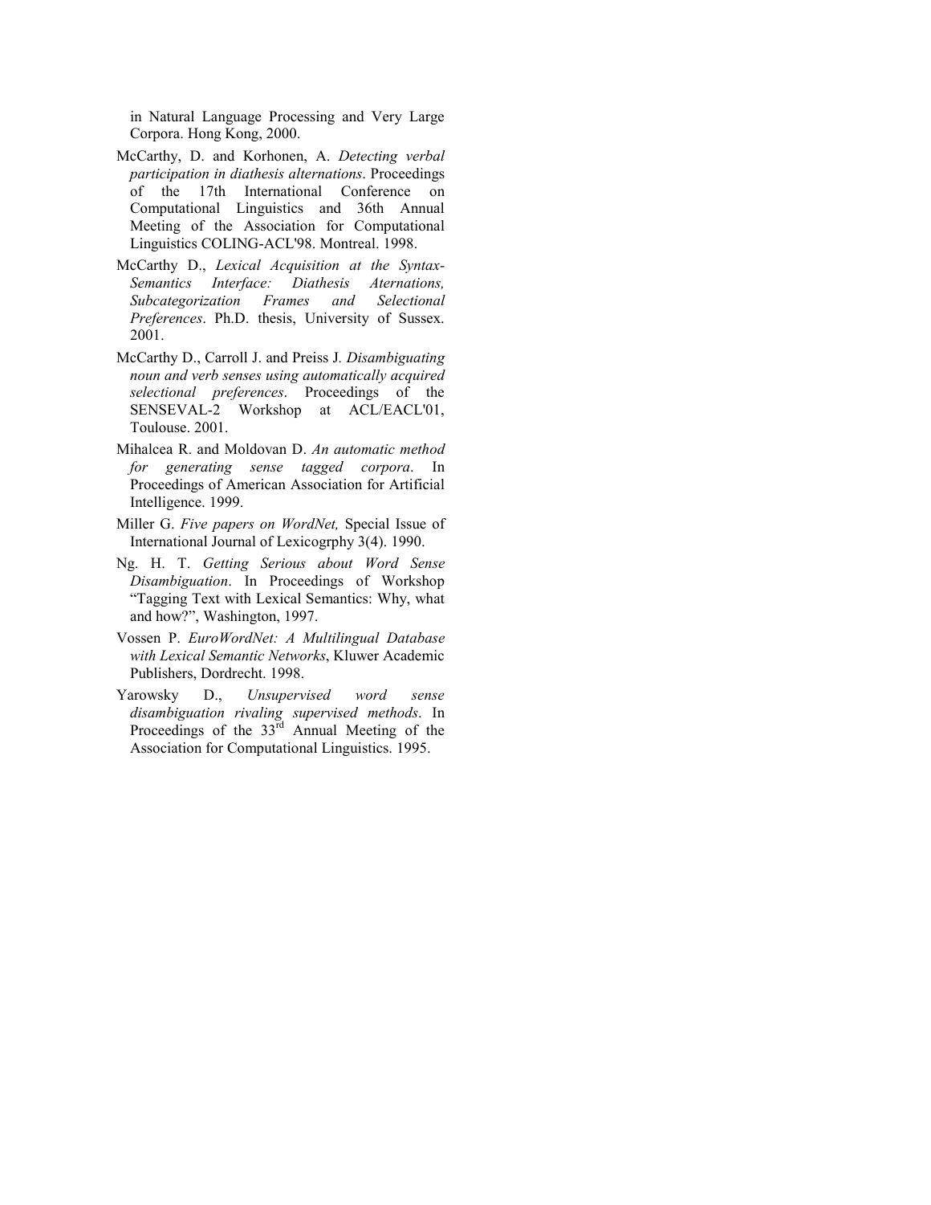in Natural Language Processing and Very Large Corpora. Hong Kong, 2000.

McCarthy, D. and Korhonen, A. *Detecting verbal participation in diathesis alternations*. Proceedings of the 17th International Conference on Computational Linguistics and 36th Annual Meeting of the Association for Computational Linguistics COLING-ACL'98. Montreal. 1998.

McCarthy D., *Lexical Acquisition at the Syntax-Semantics Interface: Diathesis Aternations, Subcategorization Frames and Selectional Preferences*. Ph.D. thesis, University of Sussex. 2001.

McCarthy D., Carroll J. and Preiss J. *Disambiguating noun and verb senses using automatically acquired selectional preferences*. Proceedings of the SENSEVAL-2 Workshop at ACL/EACL'01, Toulouse. 2001.

Mihalcea R. and Moldovan D. *An automatic method for generating sense tagged corpora*. In Proceedings of American Association for Artificial Intelligence. 1999.

Miller G. *Five papers on WordNet,* Special Issue of International Journal of Lexicogrphy 3(4). 1990.

Ng. H. T. *Getting Serious about Word Sense Disambiguation*. In Proceedings of Workshop "Tagging Text with Lexical Semantics: Why, what and how?", Washington, 1997.

Vossen P. *EuroWordNet: A Multilingual Database with Lexical Semantic Networks*, Kluwer Academic Publishers, Dordrecht. 1998.

Yarowsky D., *Unsupervised word sense disambiguation rivaling supervised methods*. In Proceedings of the 33rd Annual Meeting of the Association for Computational Linguistics. 1995.